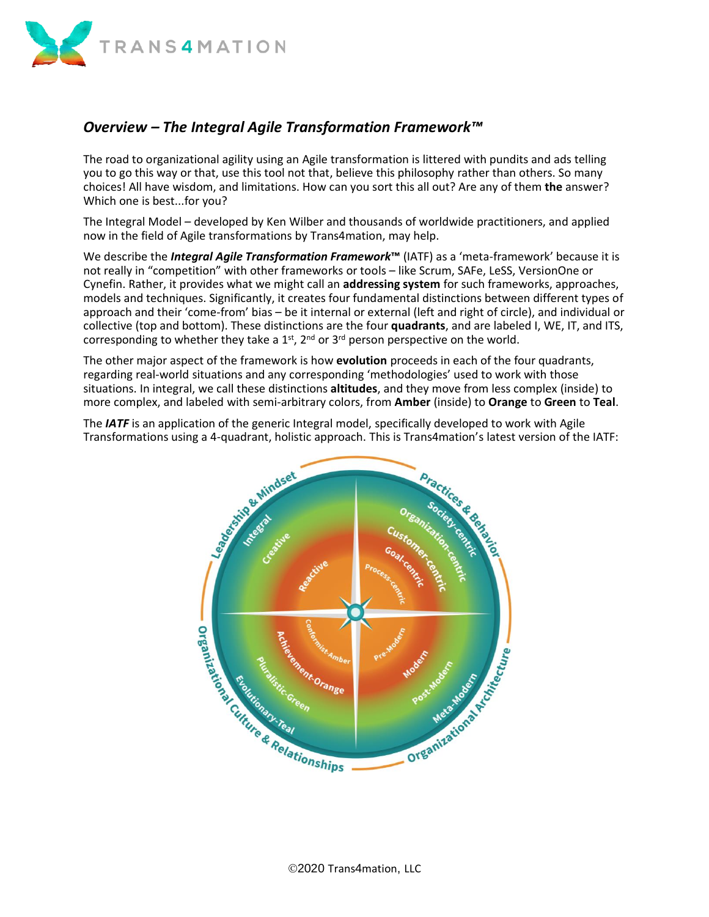## *Overview – The Integral Agile Transformation Framework™*

The road to organizational agility using an Agile transformation is littered with pundits and ads telling you to go this way or that, use this tool not that, believe this philosophy rather than others. So many choices! All have wisdom, and limitations. How can you sort this all out? Are any of them **the** answer? Which one is best...for you?

The Integral Model – developed by Ken Wilber and thousands of worldwide practitioners, and applied now in the field of Agile transformations by Trans4mation, may help.

We describe the ***Integral Agile Transformation Framework*™** (IATF) as a 'meta-framework' because it is not really in "competition" with other frameworks or tools – like Scrum, SAFe, LeSS, VersionOne or Cynefin. Rather, it provides what we might call an **addressing system** for such frameworks, approaches, models and techniques. Significantly, it creates four fundamental distinctions between different types of approach and their 'come-from' bias – be it internal or external (left and right of circle), and individual or collective (top and bottom). These distinctions are the four **quadrants**, and are labeled I, WE, IT, and ITS, corresponding to whether they take a 1st, 2nd or 3rd person perspective on the world.

The other major aspect of the framework is how **evolution** proceeds in each of the four quadrants, regarding real-world situations and any corresponding 'methodologies' used to work with those situations. In integral, we call these distinctions **altitudes**, and they move from less complex (inside) to more complex, and labeled with semi-arbitrary colors, from **Amber** (inside) to **Orange** to **Green** to **Teal**.

The ***IATF*** is an application of the generic Integral model, specifically developed to work with Agile Transformations using a 4-quadrant, holistic approach. This is Trans4mation's latest version of the IATF:

Leadership & Mindset: Reactive, Creative, Integral

Practices & Behavior: Process-centric, Goal-centric, Customer-centric, Organization-centric, Society-centric

Organizational Culture & Relationships: Conformist-Amber, Achievement-Orange, Pluralistic-Green, Evolutionary-Teal

Organizational Architecture: Pre-Modern, Modern, Post-Modern, Meta-Modern

©2020 Trans4mation, LLC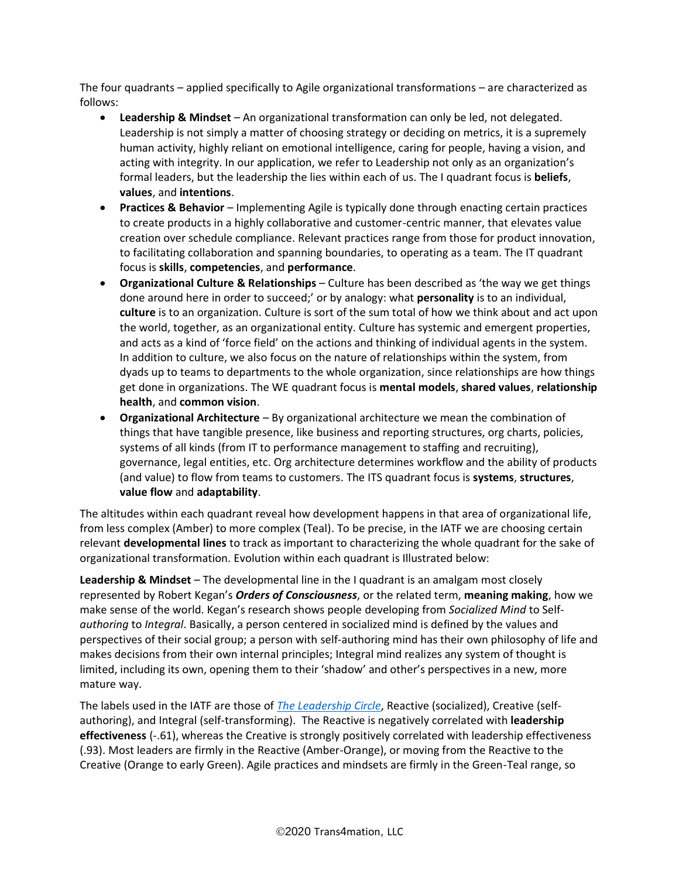The four quadrants – applied specifically to Agile organizational transformations – are characterized as follows:

- **Leadership & Mindset** – An organizational transformation can only be led, not delegated. Leadership is not simply a matter of choosing strategy or deciding on metrics, it is a supremely human activity, highly reliant on emotional intelligence, caring for people, having a vision, and acting with integrity. In our application, we refer to Leadership not only as an organization's formal leaders, but the leadership the lies within each of us. The I quadrant focus is **beliefs**, **values**, and **intentions**.
- **Practices & Behavior** – Implementing Agile is typically done through enacting certain practices to create products in a highly collaborative and customer-centric manner, that elevates value creation over schedule compliance. Relevant practices range from those for product innovation, to facilitating collaboration and spanning boundaries, to operating as a team. The IT quadrant focus is **skills**, **competencies**, and **performance**.
- **Organizational Culture & Relationships** – Culture has been described as 'the way we get things done around here in order to succeed;' or by analogy: what **personality** is to an individual, **culture** is to an organization. Culture is sort of the sum total of how we think about and act upon the world, together, as an organizational entity. Culture has systemic and emergent properties, and acts as a kind of 'force field' on the actions and thinking of individual agents in the system. In addition to culture, we also focus on the nature of relationships within the system, from dyads up to teams to departments to the whole organization, since relationships are how things get done in organizations. The WE quadrant focus is **mental models**, **shared values**, **relationship health**, and **common vision**.
- **Organizational Architecture** – By organizational architecture we mean the combination of things that have tangible presence, like business and reporting structures, org charts, policies, systems of all kinds (from IT to performance management to staffing and recruiting), governance, legal entities, etc. Org architecture determines workflow and the ability of products (and value) to flow from teams to customers. The ITS quadrant focus is **systems**, **structures**, **value flow** and **adaptability**.

The altitudes within each quadrant reveal how development happens in that area of organizational life, from less complex (Amber) to more complex (Teal). To be precise, in the IATF we are choosing certain relevant **developmental lines** to track as important to characterizing the whole quadrant for the sake of organizational transformation. Evolution within each quadrant is Illustrated below:

**Leadership & Mindset** – The developmental line in the I quadrant is an amalgam most closely represented by Robert Kegan's ***Orders of Consciousness***, or the related term, **meaning making**, how we make sense of the world. Kegan's research shows people developing from *Socialized Mind* to Self-*authoring* to *Integral*. Basically, a person centered in socialized mind is defined by the values and perspectives of their social group; a person with self-authoring mind has their own philosophy of life and makes decisions from their own internal principles; Integral mind realizes any system of thought is limited, including its own, opening them to their 'shadow' and other's perspectives in a new, more mature way.

The labels used in the IATF are those of [*The Leadership Circle*](), Reactive (socialized), Creative (self-authoring), and Integral (self-transforming). The Reactive is negatively correlated with **leadership effectiveness** (-.61), whereas the Creative is strongly positively correlated with leadership effectiveness (.93). Most leaders are firmly in the Reactive (Amber-Orange), or moving from the Reactive to the Creative (Orange to early Green). Agile practices and mindsets are firmly in the Green-Teal range, so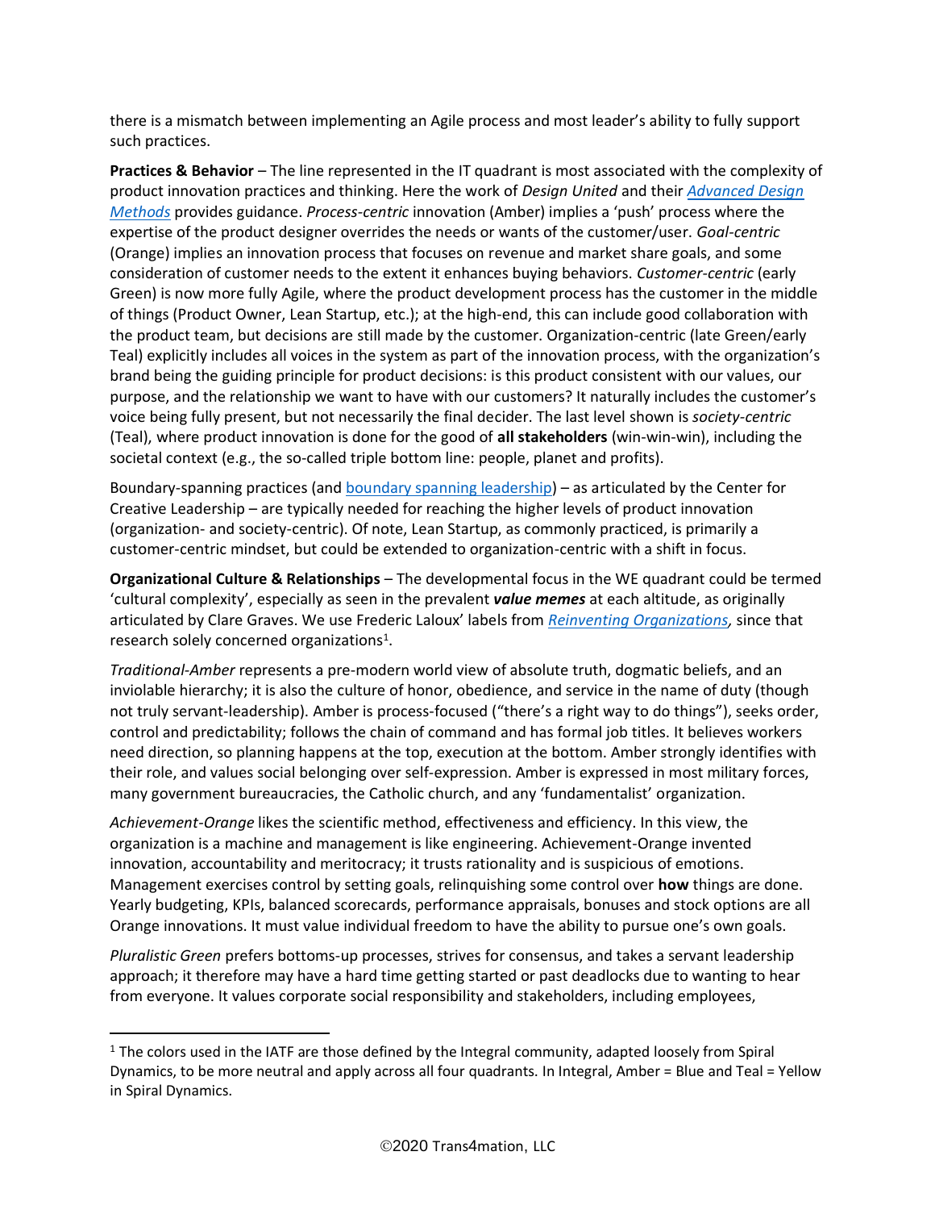there is a mismatch between implementing an Agile process and most leader's ability to fully support such practices.

**Practices & Behavior** – The line represented in the IT quadrant is most associated with the complexity of product innovation practices and thinking. Here the work of *Design United* and their *[Advanced Design Methods](#)* provides guidance. *Process-centric* innovation (Amber) implies a 'push' process where the expertise of the product designer overrides the needs or wants of the customer/user. *Goal-centric* (Orange) implies an innovation process that focuses on revenue and market share goals, and some consideration of customer needs to the extent it enhances buying behaviors. *Customer-centric* (early Green) is now more fully Agile, where the product development process has the customer in the middle of things (Product Owner, Lean Startup, etc.); at the high-end, this can include good collaboration with the product team, but decisions are still made by the customer. Organization-centric (late Green/early Teal) explicitly includes all voices in the system as part of the innovation process, with the organization's brand being the guiding principle for product decisions: is this product consistent with our values, our purpose, and the relationship we want to have with our customers? It naturally includes the customer's voice being fully present, but not necessarily the final decider. The last level shown is *society-centric* (Teal), where product innovation is done for the good of **all stakeholders** (win-win-win), including the societal context (e.g., the so-called triple bottom line: people, planet and profits).

Boundary-spanning practices (and [boundary spanning leadership](#)) – as articulated by the Center for Creative Leadership – are typically needed for reaching the higher levels of product innovation (organization- and society-centric). Of note, Lean Startup, as commonly practiced, is primarily a customer-centric mindset, but could be extended to organization-centric with a shift in focus.

**Organizational Culture & Relationships** – The developmental focus in the WE quadrant could be termed 'cultural complexity', especially as seen in the prevalent ***value memes*** at each altitude, as originally articulated by Clare Graves. We use Frederic Laloux' labels from *[Reinventing Organizations](#),* since that research solely concerned organizations[1].

*Traditional-Amber* represents a pre-modern world view of absolute truth, dogmatic beliefs, and an inviolable hierarchy; it is also the culture of honor, obedience, and service in the name of duty (though not truly servant-leadership). Amber is process-focused ("there's a right way to do things"), seeks order, control and predictability; follows the chain of command and has formal job titles. It believes workers need direction, so planning happens at the top, execution at the bottom. Amber strongly identifies with their role, and values social belonging over self-expression. Amber is expressed in most military forces, many government bureaucracies, the Catholic church, and any 'fundamentalist' organization.

*Achievement-Orange* likes the scientific method, effectiveness and efficiency. In this view, the organization is a machine and management is like engineering. Achievement-Orange invented innovation, accountability and meritocracy; it trusts rationality and is suspicious of emotions. Management exercises control by setting goals, relinquishing some control over **how** things are done. Yearly budgeting, KPIs, balanced scorecards, performance appraisals, bonuses and stock options are all Orange innovations. It must value individual freedom to have the ability to pursue one's own goals.

*Pluralistic Green* prefers bottoms-up processes, strives for consensus, and takes a servant leadership approach; it therefore may have a hard time getting started or past deadlocks due to wanting to hear from everyone. It values corporate social responsibility and stakeholders, including employees,

---

[1] The colors used in the IATF are those defined by the Integral community, adapted loosely from Spiral Dynamics, to be more neutral and apply across all four quadrants. In Integral, Amber = Blue and Teal = Yellow in Spiral Dynamics.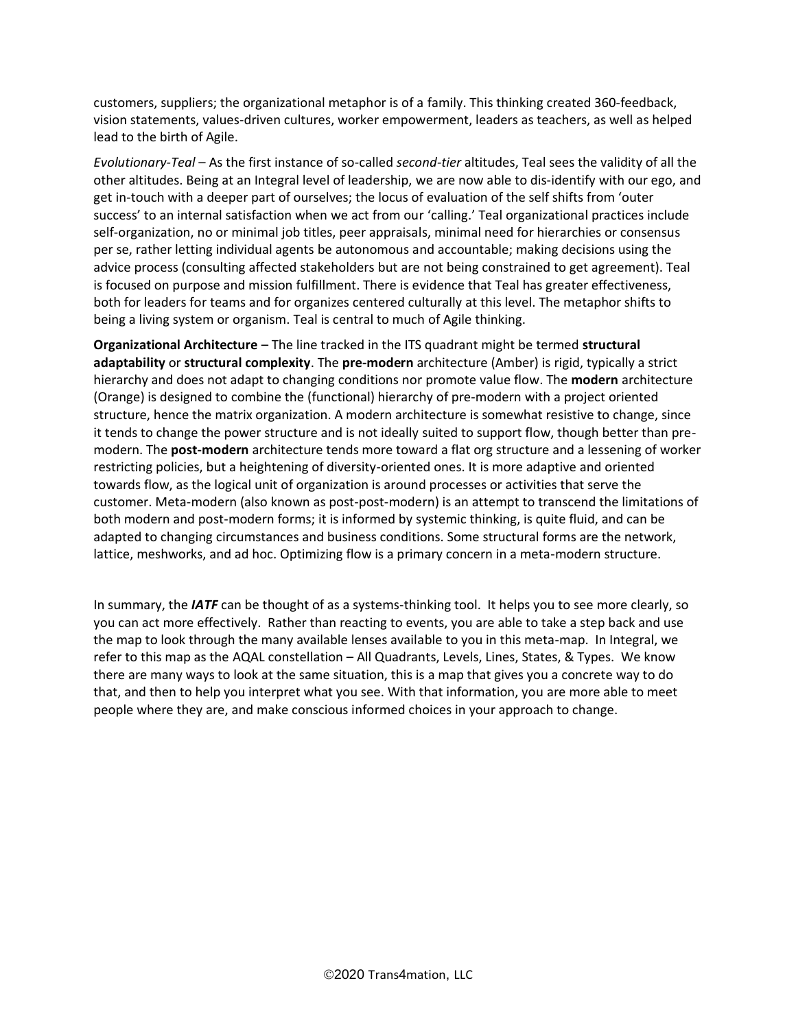customers, suppliers; the organizational metaphor is of a family. This thinking created 360-feedback, vision statements, values-driven cultures, worker empowerment, leaders as teachers, as well as helped lead to the birth of Agile.

*Evolutionary-Teal* – As the first instance of so-called *second-tier* altitudes, Teal sees the validity of all the other altitudes. Being at an Integral level of leadership, we are now able to dis-identify with our ego, and get in-touch with a deeper part of ourselves; the locus of evaluation of the self shifts from 'outer success' to an internal satisfaction when we act from our 'calling.' Teal organizational practices include self-organization, no or minimal job titles, peer appraisals, minimal need for hierarchies or consensus per se, rather letting individual agents be autonomous and accountable; making decisions using the advice process (consulting affected stakeholders but are not being constrained to get agreement). Teal is focused on purpose and mission fulfillment. There is evidence that Teal has greater effectiveness, both for leaders for teams and for organizes centered culturally at this level. The metaphor shifts to being a living system or organism. Teal is central to much of Agile thinking.

**Organizational Architecture** – The line tracked in the ITS quadrant might be termed **structural adaptability** or **structural complexity**. The **pre-modern** architecture (Amber) is rigid, typically a strict hierarchy and does not adapt to changing conditions nor promote value flow. The **modern** architecture (Orange) is designed to combine the (functional) hierarchy of pre-modern with a project oriented structure, hence the matrix organization. A modern architecture is somewhat resistive to change, since it tends to change the power structure and is not ideally suited to support flow, though better than pre-modern. The **post-modern** architecture tends more toward a flat org structure and a lessening of worker restricting policies, but a heightening of diversity-oriented ones. It is more adaptive and oriented towards flow, as the logical unit of organization is around processes or activities that serve the customer. Meta-modern (also known as post-post-modern) is an attempt to transcend the limitations of both modern and post-modern forms; it is informed by systemic thinking, is quite fluid, and can be adapted to changing circumstances and business conditions. Some structural forms are the network, lattice, meshworks, and ad hoc. Optimizing flow is a primary concern in a meta-modern structure.

In summary, the ***IATF*** can be thought of as a systems-thinking tool. It helps you to see more clearly, so you can act more effectively. Rather than reacting to events, you are able to take a step back and use the map to look through the many available lenses available to you in this meta-map. In Integral, we refer to this map as the AQAL constellation – All Quadrants, Levels, Lines, States, & Types. We know there are many ways to look at the same situation, this is a map that gives you a concrete way to do that, and then to help you interpret what you see. With that information, you are more able to meet people where they are, and make conscious informed choices in your approach to change.